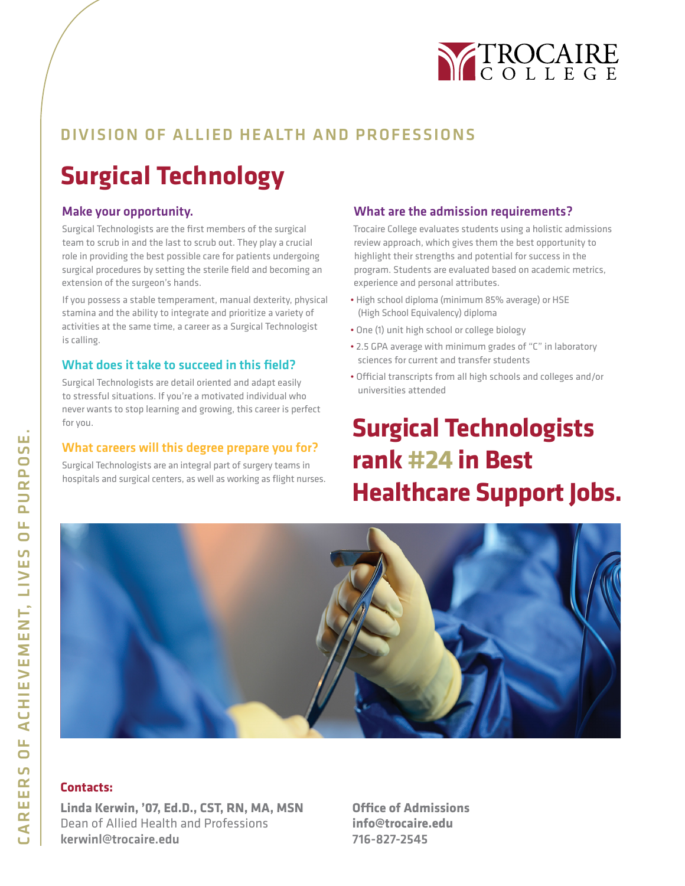TROCAIRE COLLEGE

## DIVISION OF ALLIED HEALTH AND PROFESSIONS

# Surgical Technology

### Make your opportunity.

Surgical Technologists are the first members of the surgical team to scrub in and the last to scrub out. They play a crucial role in providing the best possible care for patients undergoing surgical procedures by setting the sterile field and becoming an extension of the surgeon's hands.

If you possess a stable temperament, manual dexterity, physical stamina and the ability to integrate and prioritize a variety of activities at the same time, a career as a Surgical Technologist is calling.

### What does it take to succeed in this field?

Surgical Technologists are detail oriented and adapt easily to stressful situations. If you're a motivated individual who never wants to stop learning and growing, this career is perfect for you.

### What careers will this degree prepare you for?

Surgical Technologists are an integral part of surgery teams in hospitals and surgical centers, as well as working as flight nurses.

### What are the admission requirements?

Trocaire College evaluates students using a holistic admissions review approach, which gives them the best opportunity to highlight their strengths and potential for success in the program. Students are evaluated based on academic metrics, experience and personal attributes.

- High school diploma (minimum 85% average) or HSE (High School Equivalency) diploma
- One (1) unit high school or college biology
- 2.5 GPA average with minimum grades of "C" in laboratory sciences for current and transfer students
- Official transcripts from all high schools and colleges and/or universities attended

## Surgical Technologists rank #24 in Best Healthcare Support Jobs.

**Contacts:**

**Linda Kerwin, '07, Ed.D., CST, RN, MA, MSN**
Dean of Allied Health and Professions
**kerwinl@trocaire.edu**

**Office of Admissions**
**info@trocaire.edu**
**716-827-2545**

CAREERS OF ACHIEVEMENT, LIVES OF PURPOSE.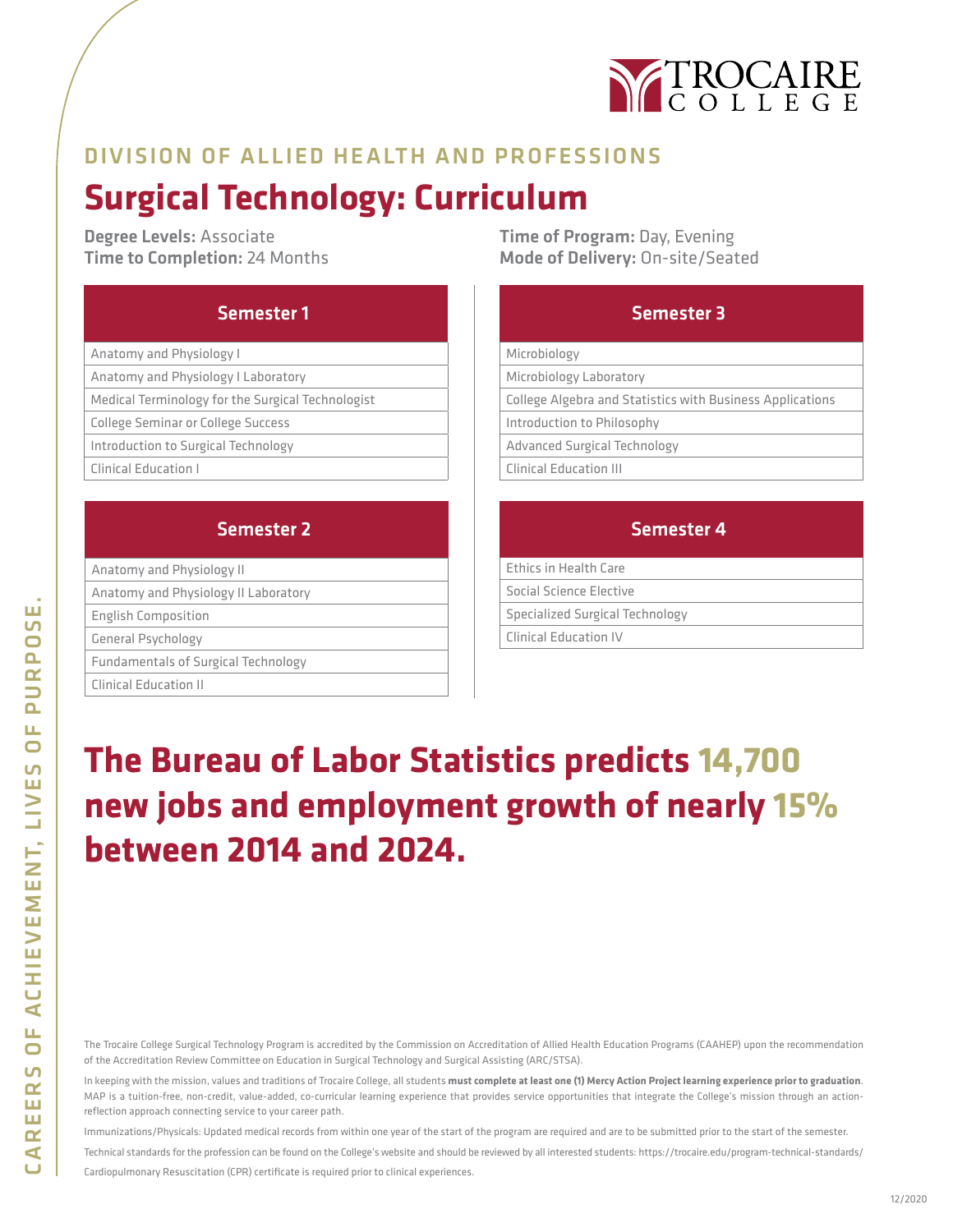TROCAIRE COLLEGE

DIVISION OF ALLIED HEALTH AND PROFESSIONS

# Surgical Technology: Curriculum

**Degree Levels:** Associate
**Time to Completion:** 24 Months

**Time of Program:** Day, Evening
**Mode of Delivery:** On-site/Seated

| Semester 1 |
| --- |
| Anatomy and Physiology I |
| Anatomy and Physiology I Laboratory |
| Medical Terminology for the Surgical Technologist |
| College Seminar or College Success |
| Introduction to Surgical Technology |
| Clinical Education I |

| Semester 2 |
| --- |
| Anatomy and Physiology II |
| Anatomy and Physiology II Laboratory |
| English Composition |
| General Psychology |
| Fundamentals of Surgical Technology |
| Clinical Education II |

| Semester 3 |
| --- |
| Microbiology |
| Microbiology Laboratory |
| College Algebra and Statistics with Business Applications |
| Introduction to Philosophy |
| Advanced Surgical Technology |
| Clinical Education III |

| Semester 4 |
| --- |
| Ethics in Health Care |
| Social Science Elective |
| Specialized Surgical Technology |
| Clinical Education IV |

## The Bureau of Labor Statistics predicts 14,700 new jobs and employment growth of nearly 15% between 2014 and 2024.

The Trocaire College Surgical Technology Program is accredited by the Commission on Accreditation of Allied Health Education Programs (CAAHEP) upon the recommendation of the Accreditation Review Committee on Education in Surgical Technology and Surgical Assisting (ARC/STSA).

In keeping with the mission, values and traditions of Trocaire College, all students **must complete at least one (1) Mercy Action Project learning experience prior to graduation**. MAP is a tuition-free, non-credit, value-added, co-curricular learning experience that provides service opportunities that integrate the College's mission through an action-reflection approach connecting service to your career path.

Immunizations/Physicals: Updated medical records from within one year of the start of the program are required and are to be submitted prior to the start of the semester.

Technical standards for the profession can be found on the College's website and should be reviewed by all interested students: https://trocaire.edu/program-technical-standards/

Cardiopulmonary Resuscitation (CPR) certificate is required prior to clinical experiences.

CAREERS OF ACHIEVEMENT, LIVES OF PURPOSE.

12/2020